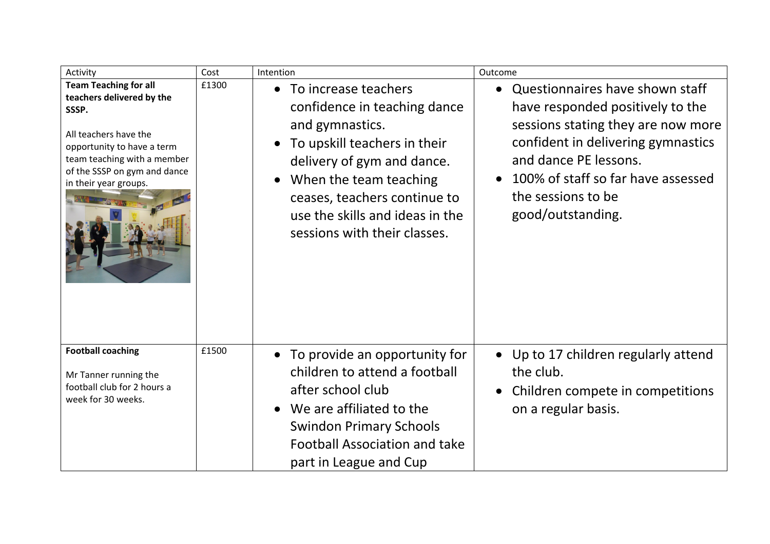| Activity | Cost | Intention | Outcome |
|---|---|---|---|
| **Team Teaching for all teachers delivered by the SSSP.**<br><br>All teachers have the opportunity to have a term team teaching with a member of the SSSP on gym and dance in their year groups. | £1300 | • To increase teachers confidence in teaching dance and gymnastics.<br>• To upskill teachers in their delivery of gym and dance.<br>• When the team teaching ceases, teachers continue to use the skills and ideas in the sessions with their classes. | • Questionnaires have shown staff have responded positively to the sessions stating they are now more confident in delivering gymnastics and dance PE lessons.<br>• 100% of staff so far have assessed the sessions to be good/outstanding. |
| **Football coaching**<br><br>Mr Tanner running the football club for 2 hours a week for 30 weeks. | £1500 | • To provide an opportunity for children to attend a football after school club<br>• We are affiliated to the Swindon Primary Schools Football Association and take part in League and Cup | • Up to 17 children regularly attend the club.<br>• Children compete in competitions on a regular basis. |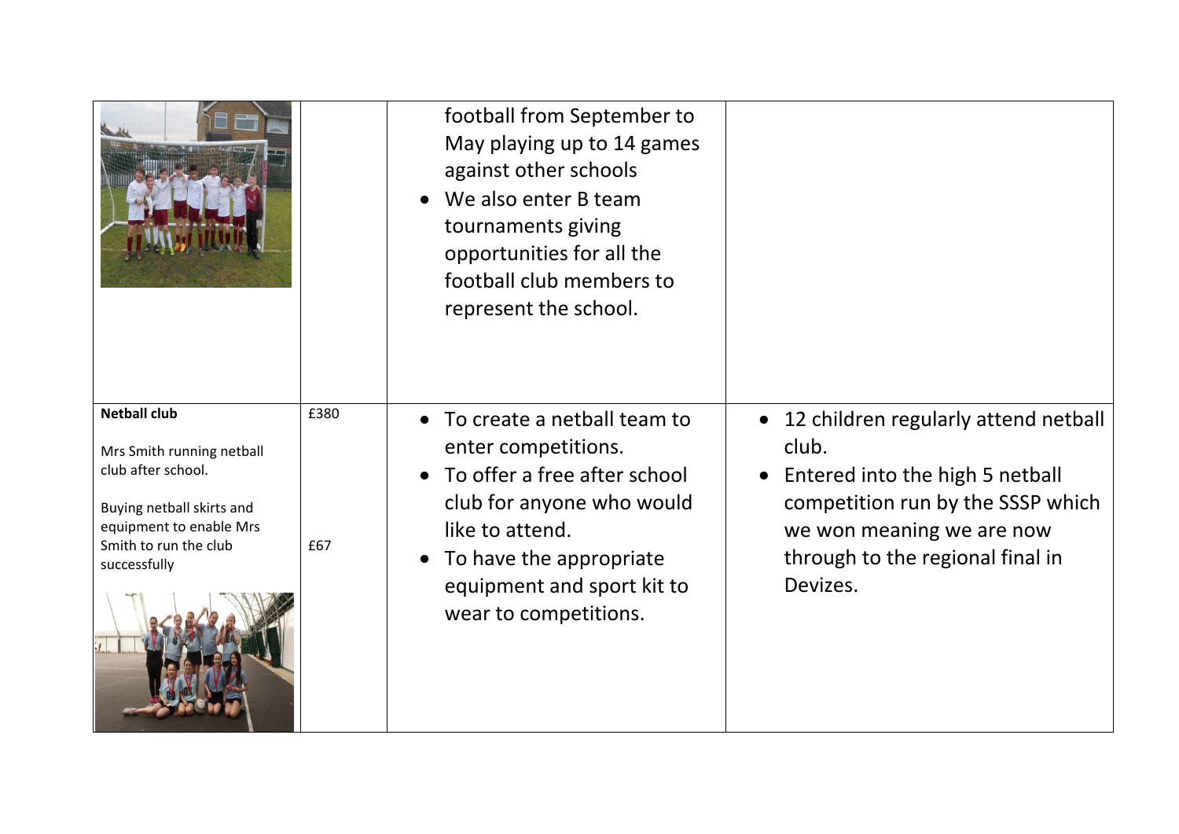| | | | |
|---|---|---|---|
| | | football from September to May playing up to 14 games against other schools<br>• We also enter B team tournaments giving opportunities for all the football club members to represent the school. | |
| **Netball club**<br><br>Mrs Smith running netball club after school.<br><br>Buying netball skirts and equipment to enable Mrs Smith to run the club successfully | £380<br><br><br><br>£67 | • To create a netball team to enter competitions.<br>• To offer a free after school club for anyone who would like to attend.<br>• To have the appropriate equipment and sport kit to wear to competitions. | • 12 children regularly attend netball club.<br>• Entered into the high 5 netball competition run by the SSSP which we won meaning we are now through to the regional final in Devizes. |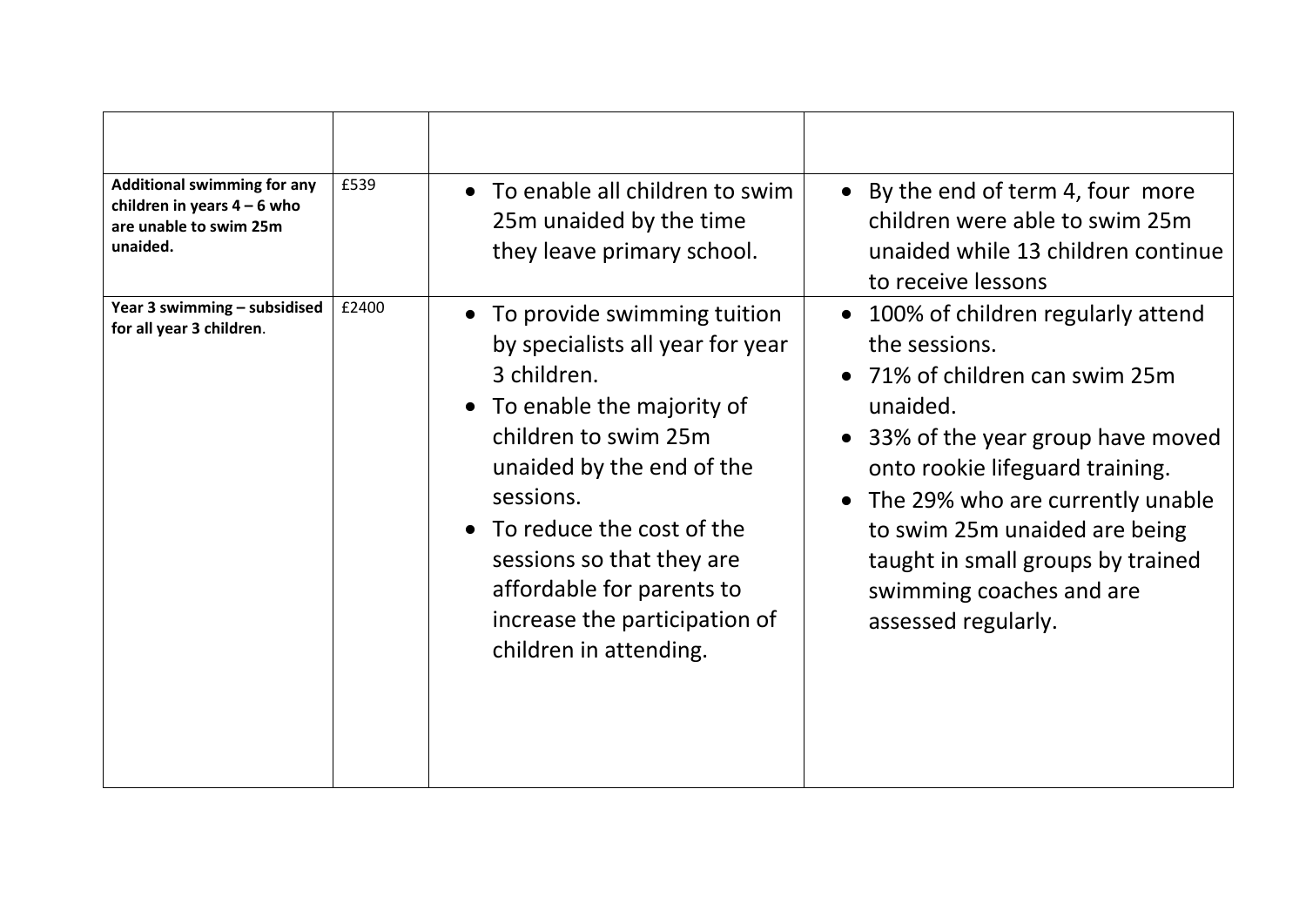| | | | |
|---|---|---|---|
| **Additional swimming for any children in years 4 – 6 who are unable to swim 25m unaided.** | £539 | • To enable all children to swim 25m unaided by the time they leave primary school. | • By the end of term 4, four more children were able to swim 25m unaided while 13 children continue to receive lessons |
| **Year 3 swimming – subsidised for all year 3 children**. | £2400 | • To provide swimming tuition by specialists all year for year 3 children.<br>• To enable the majority of children to swim 25m unaided by the end of the sessions.<br>• To reduce the cost of the sessions so that they are affordable for parents to increase the participation of children in attending. | • 100% of children regularly attend the sessions.<br>• 71% of children can swim 25m unaided.<br>• 33% of the year group have moved onto rookie lifeguard training.<br>• The 29% who are currently unable to swim 25m unaided are being taught in small groups by trained swimming coaches and are assessed regularly. |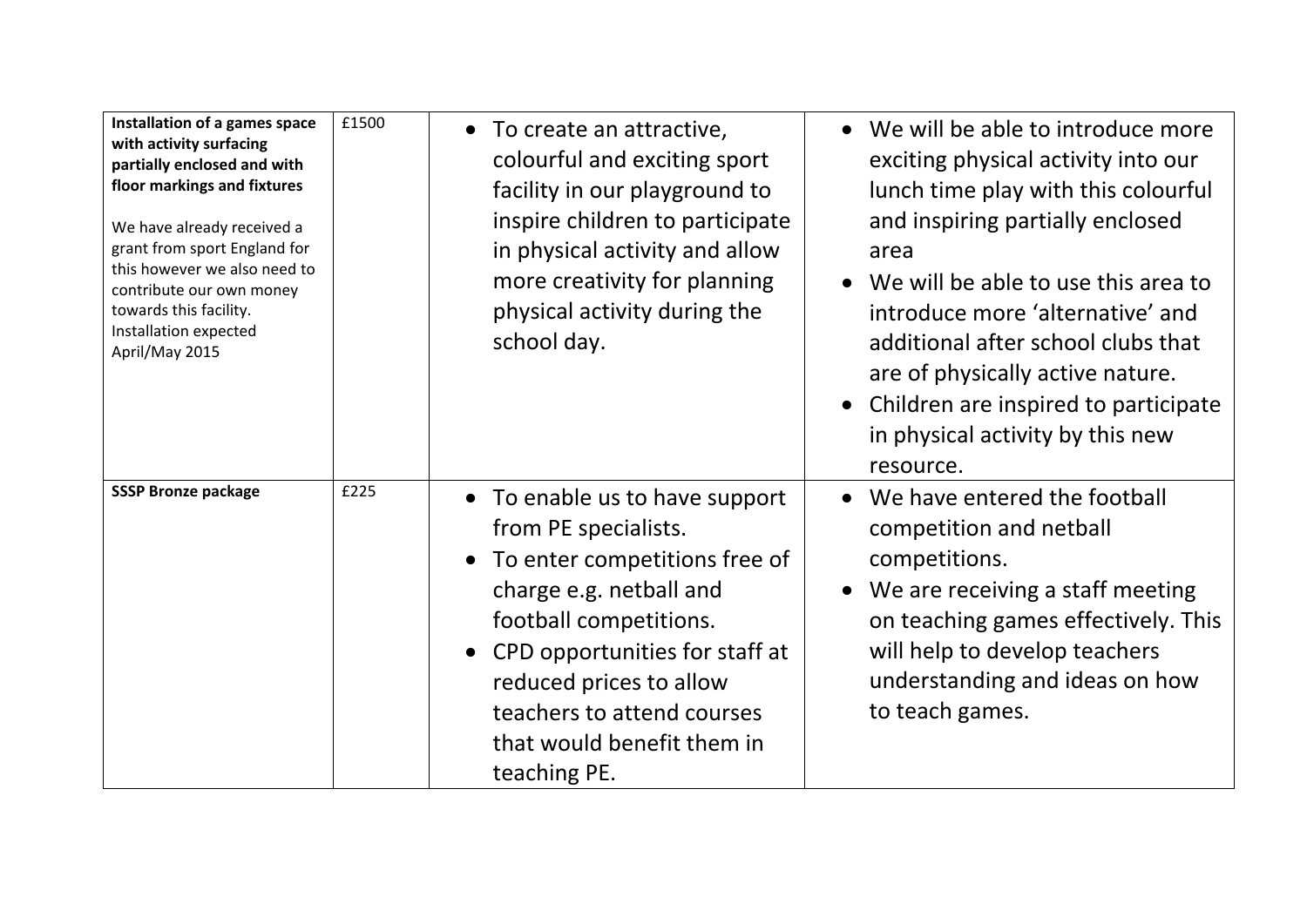| | | | |
|---|---|---|---|
| **Installation of a games space with activity surfacing partially enclosed and with floor markings and fixtures**<br><br>We have already received a grant from sport England for this however we also need to contribute our own money towards this facility. Installation expected April/May 2015 | £1500 | • To create an attractive, colourful and exciting sport facility in our playground to inspire children to participate in physical activity and allow more creativity for planning physical activity during the school day. | • We will be able to introduce more exciting physical activity into our lunch time play with this colourful and inspiring partially enclosed area<br>• We will be able to use this area to introduce more 'alternative' and additional after school clubs that are of physically active nature.<br>• Children are inspired to participate in physical activity by this new resource. |
| **SSSP Bronze package** | £225 | • To enable us to have support from PE specialists.<br>• To enter competitions free of charge e.g. netball and football competitions.<br>• CPD opportunities for staff at reduced prices to allow teachers to attend courses that would benefit them in teaching PE. | • We have entered the football competition and netball competitions.<br>• We are receiving a staff meeting on teaching games effectively. This will help to develop teachers understanding and ideas on how to teach games. |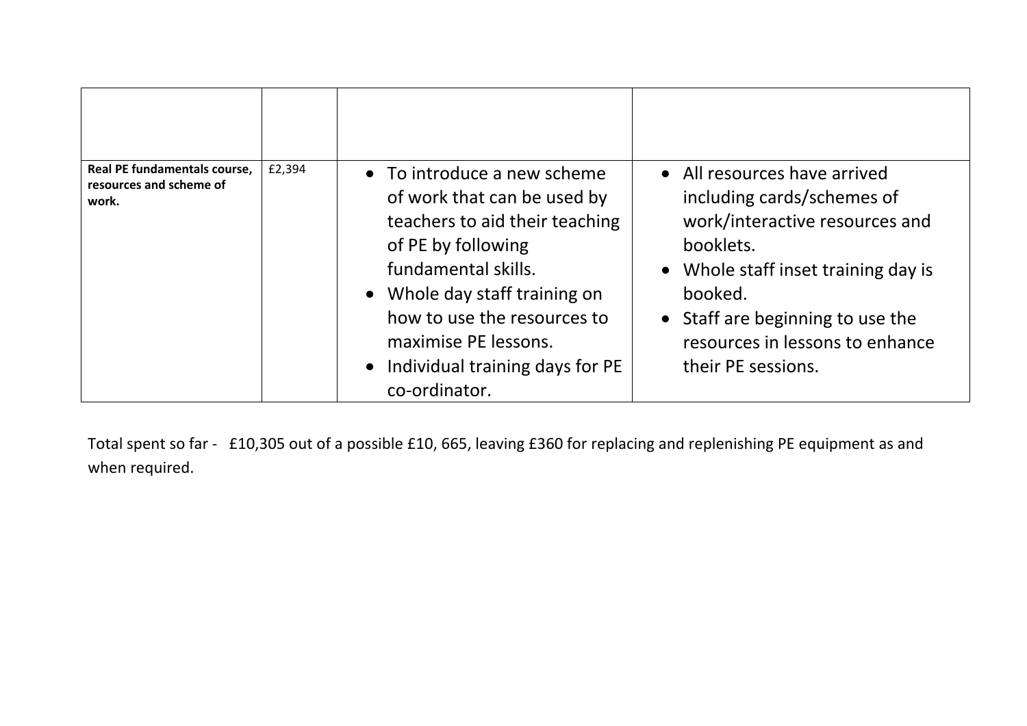| | | | |
|---|---|---|---|
| | | | |
| **Real PE fundamentals course, resources and scheme of work.** | £2,394 | • To introduce a new scheme of work that can be used by teachers to aid their teaching of PE by following fundamental skills.<br>• Whole day staff training on how to use the resources to maximise PE lessons.<br>• Individual training days for PE co-ordinator. | • All resources have arrived including cards/schemes of work/interactive resources and booklets.<br>• Whole staff inset training day is booked.<br>• Staff are beginning to use the resources in lessons to enhance their PE sessions. |

Total spent so far - £10,305 out of a possible £10, 665, leaving £360 for replacing and replenishing PE equipment as and when required.